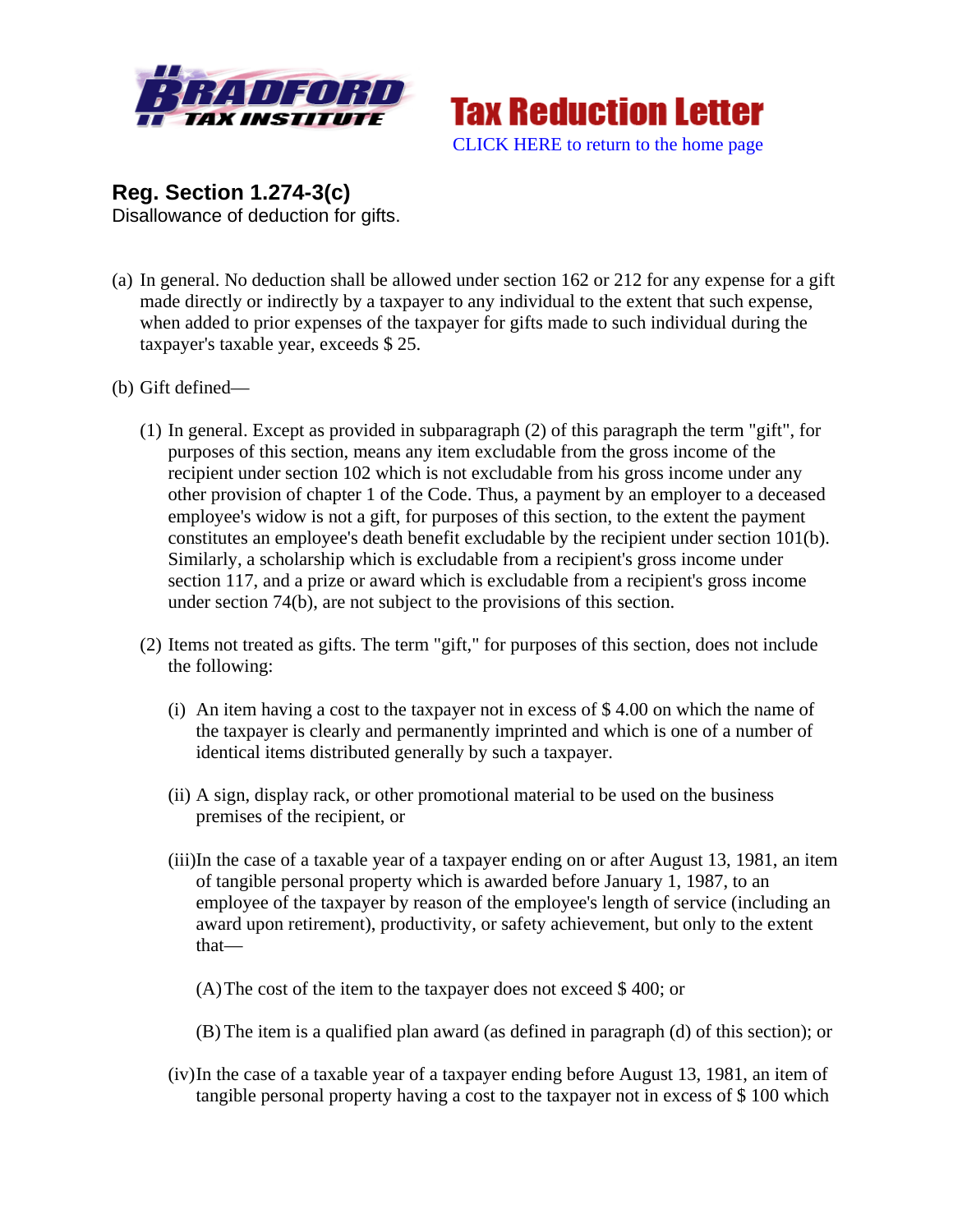Bradford Tax Institute

# Tax Reduction Letter

CLICK HERE to return to the home page

## Reg. Section 1.274-3(c)

Disallowance of deduction for gifts.

(a) In general. No deduction shall be allowed under section 162 or 212 for any expense for a gift made directly or indirectly by a taxpayer to any individual to the extent that such expense, when added to prior expenses of the taxpayer for gifts made to such individual during the taxpayer's taxable year, exceeds $ 25.

(b) Gift defined—

(1) In general. Except as provided in subparagraph (2) of this paragraph the term "gift", for purposes of this section, means any item excludable from the gross income of the recipient under section 102 which is not excludable from his gross income under any other provision of chapter 1 of the Code. Thus, a payment by an employer to a deceased employee's widow is not a gift, for purposes of this section, to the extent the payment constitutes an employee's death benefit excludable by the recipient under section 101(b). Similarly, a scholarship which is excludable from a recipient's gross income under section 117, and a prize or award which is excludable from a recipient's gross income under section 74(b), are not subject to the provisions of this section.

(2) Items not treated as gifts. The term "gift," for purposes of this section, does not include the following:

(i) An item having a cost to the taxpayer not in excess of $ 4.00 on which the name of the taxpayer is clearly and permanently imprinted and which is one of a number of identical items distributed generally by such a taxpayer.

(ii) A sign, display rack, or other promotional material to be used on the business premises of the recipient, or

(iii) In the case of a taxable year of a taxpayer ending on or after August 13, 1981, an item of tangible personal property which is awarded before January 1, 1987, to an employee of the taxpayer by reason of the employee's length of service (including an award upon retirement), productivity, or safety achievement, but only to the extent that—

(A) The cost of the item to the taxpayer does not exceed $ 400; or

(B) The item is a qualified plan award (as defined in paragraph (d) of this section); or

(iv) In the case of a taxable year of a taxpayer ending before August 13, 1981, an item of tangible personal property having a cost to the taxpayer not in excess of $ 100 which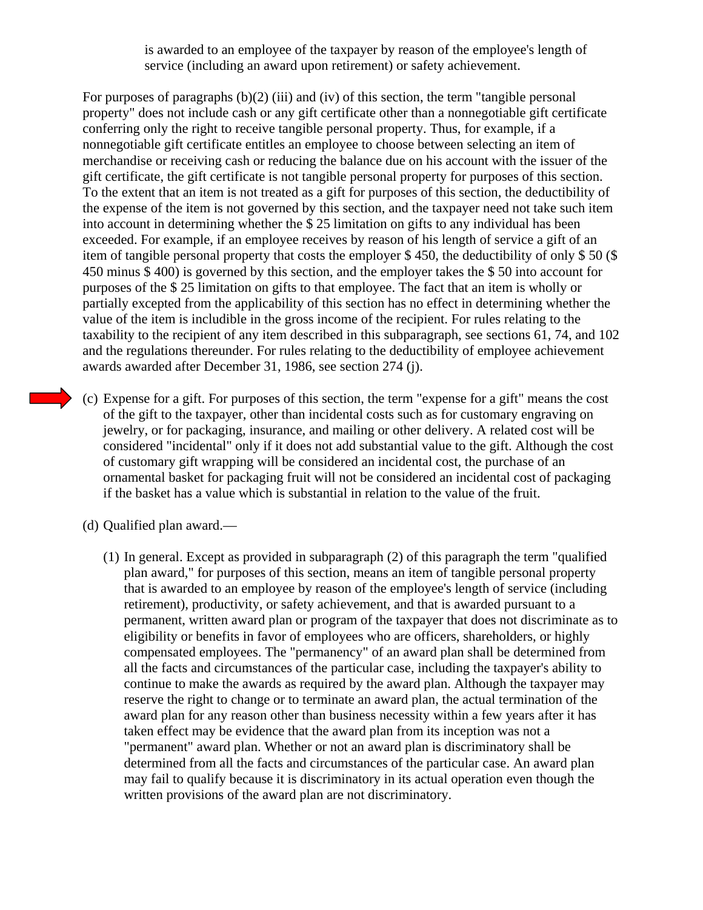is awarded to an employee of the taxpayer by reason of the employee's length of service (including an award upon retirement) or safety achievement.

For purposes of paragraphs (b)(2) (iii) and (iv) of this section, the term "tangible personal property" does not include cash or any gift certificate other than a nonnegotiable gift certificate conferring only the right to receive tangible personal property. Thus, for example, if a nonnegotiable gift certificate entitles an employee to choose between selecting an item of merchandise or receiving cash or reducing the balance due on his account with the issuer of the gift certificate, the gift certificate is not tangible personal property for purposes of this section. To the extent that an item is not treated as a gift for purposes of this section, the deductibility of the expense of the item is not governed by this section, and the taxpayer need not take such item into account in determining whether the $ 25 limitation on gifts to any individual has been exceeded. For example, if an employee receives by reason of his length of service a gift of an item of tangible personal property that costs the employer $ 450, the deductibility of only $ 50 ($ 450 minus $ 400) is governed by this section, and the employer takes the $ 50 into account for purposes of the $ 25 limitation on gifts to that employee. The fact that an item is wholly or partially excepted from the applicability of this section has no effect in determining whether the value of the item is includible in the gross income of the recipient. For rules relating to the taxability to the recipient of any item described in this subparagraph, see sections 61, 74, and 102 and the regulations thereunder. For rules relating to the deductibility of employee achievement awards awarded after December 31, 1986, see section 274 (j).

(c) Expense for a gift. For purposes of this section, the term "expense for a gift" means the cost of the gift to the taxpayer, other than incidental costs such as for customary engraving on jewelry, or for packaging, insurance, and mailing or other delivery. A related cost will be considered "incidental" only if it does not add substantial value to the gift. Although the cost of customary gift wrapping will be considered an incidental cost, the purchase of an ornamental basket for packaging fruit will not be considered an incidental cost of packaging if the basket has a value which is substantial in relation to the value of the fruit.

(d) Qualified plan award.—

(1) In general. Except as provided in subparagraph (2) of this paragraph the term "qualified plan award," for purposes of this section, means an item of tangible personal property that is awarded to an employee by reason of the employee's length of service (including retirement), productivity, or safety achievement, and that is awarded pursuant to a permanent, written award plan or program of the taxpayer that does not discriminate as to eligibility or benefits in favor of employees who are officers, shareholders, or highly compensated employees. The "permanency" of an award plan shall be determined from all the facts and circumstances of the particular case, including the taxpayer's ability to continue to make the awards as required by the award plan. Although the taxpayer may reserve the right to change or to terminate an award plan, the actual termination of the award plan for any reason other than business necessity within a few years after it has taken effect may be evidence that the award plan from its inception was not a "permanent" award plan. Whether or not an award plan is discriminatory shall be determined from all the facts and circumstances of the particular case. An award plan may fail to qualify because it is discriminatory in its actual operation even though the written provisions of the award plan are not discriminatory.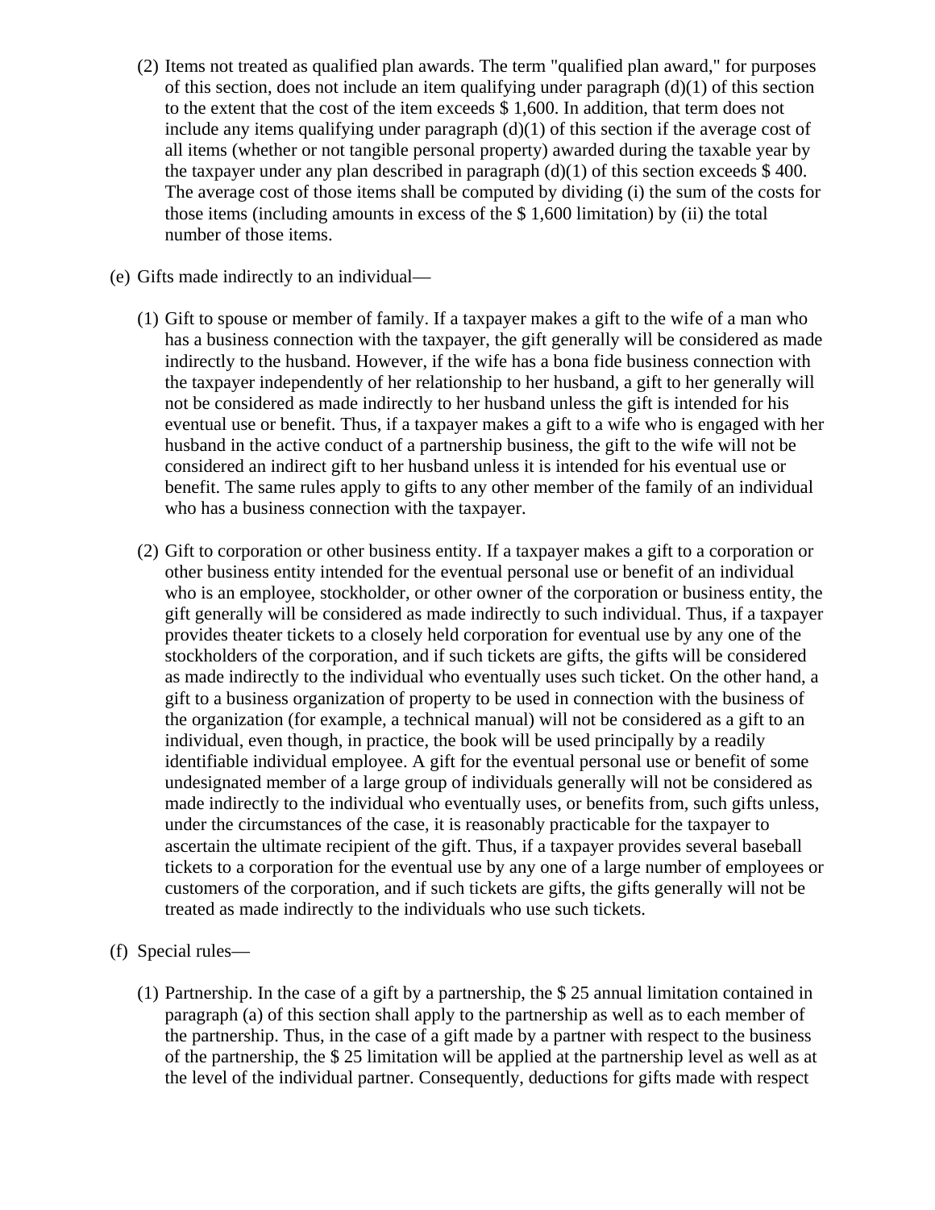(2) Items not treated as qualified plan awards. The term "qualified plan award," for purposes of this section, does not include an item qualifying under paragraph (d)(1) of this section to the extent that the cost of the item exceeds $ 1,600. In addition, that term does not include any items qualifying under paragraph (d)(1) of this section if the average cost of all items (whether or not tangible personal property) awarded during the taxable year by the taxpayer under any plan described in paragraph (d)(1) of this section exceeds $ 400. The average cost of those items shall be computed by dividing (i) the sum of the costs for those items (including amounts in excess of the $ 1,600 limitation) by (ii) the total number of those items.

(e) Gifts made indirectly to an individual—

(1) Gift to spouse or member of family. If a taxpayer makes a gift to the wife of a man who has a business connection with the taxpayer, the gift generally will be considered as made indirectly to the husband. However, if the wife has a bona fide business connection with the taxpayer independently of her relationship to her husband, a gift to her generally will not be considered as made indirectly to her husband unless the gift is intended for his eventual use or benefit. Thus, if a taxpayer makes a gift to a wife who is engaged with her husband in the active conduct of a partnership business, the gift to the wife will not be considered an indirect gift to her husband unless it is intended for his eventual use or benefit. The same rules apply to gifts to any other member of the family of an individual who has a business connection with the taxpayer.

(2) Gift to corporation or other business entity. If a taxpayer makes a gift to a corporation or other business entity intended for the eventual personal use or benefit of an individual who is an employee, stockholder, or other owner of the corporation or business entity, the gift generally will be considered as made indirectly to such individual. Thus, if a taxpayer provides theater tickets to a closely held corporation for eventual use by any one of the stockholders of the corporation, and if such tickets are gifts, the gifts will be considered as made indirectly to the individual who eventually uses such ticket. On the other hand, a gift to a business organization of property to be used in connection with the business of the organization (for example, a technical manual) will not be considered as a gift to an individual, even though, in practice, the book will be used principally by a readily identifiable individual employee. A gift for the eventual personal use or benefit of some undesignated member of a large group of individuals generally will not be considered as made indirectly to the individual who eventually uses, or benefits from, such gifts unless, under the circumstances of the case, it is reasonably practicable for the taxpayer to ascertain the ultimate recipient of the gift. Thus, if a taxpayer provides several baseball tickets to a corporation for the eventual use by any one of a large number of employees or customers of the corporation, and if such tickets are gifts, the gifts generally will not be treated as made indirectly to the individuals who use such tickets.

(f) Special rules—

(1) Partnership. In the case of a gift by a partnership, the $ 25 annual limitation contained in paragraph (a) of this section shall apply to the partnership as well as to each member of the partnership. Thus, in the case of a gift made by a partner with respect to the business of the partnership, the $ 25 limitation will be applied at the partnership level as well as at the level of the individual partner. Consequently, deductions for gifts made with respect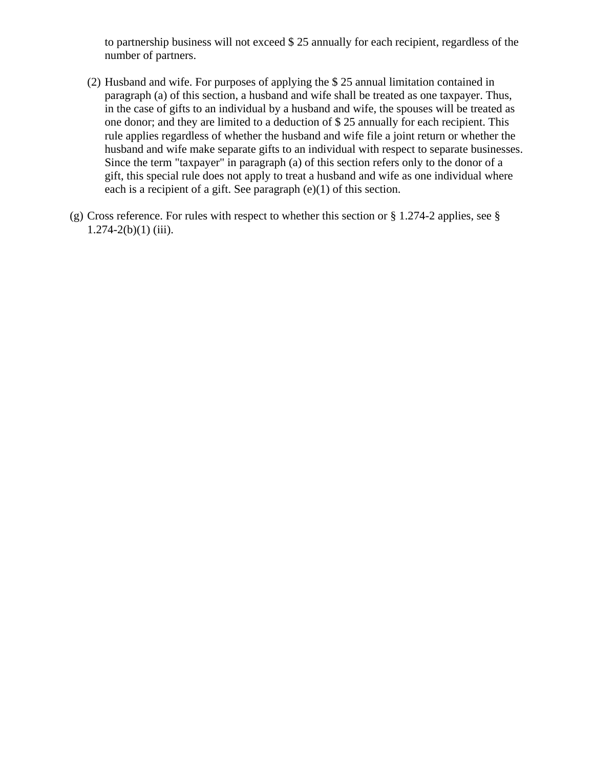to partnership business will not exceed $ 25 annually for each recipient, regardless of the number of partners.

(2) Husband and wife. For purposes of applying the $ 25 annual limitation contained in paragraph (a) of this section, a husband and wife shall be treated as one taxpayer. Thus, in the case of gifts to an individual by a husband and wife, the spouses will be treated as one donor; and they are limited to a deduction of $ 25 annually for each recipient. This rule applies regardless of whether the husband and wife file a joint return or whether the husband and wife make separate gifts to an individual with respect to separate businesses. Since the term "taxpayer" in paragraph (a) of this section refers only to the donor of a gift, this special rule does not apply to treat a husband and wife as one individual where each is a recipient of a gift. See paragraph (e)(1) of this section.

(g) Cross reference. For rules with respect to whether this section or § 1.274-2 applies, see § 1.274-2(b)(1) (iii).